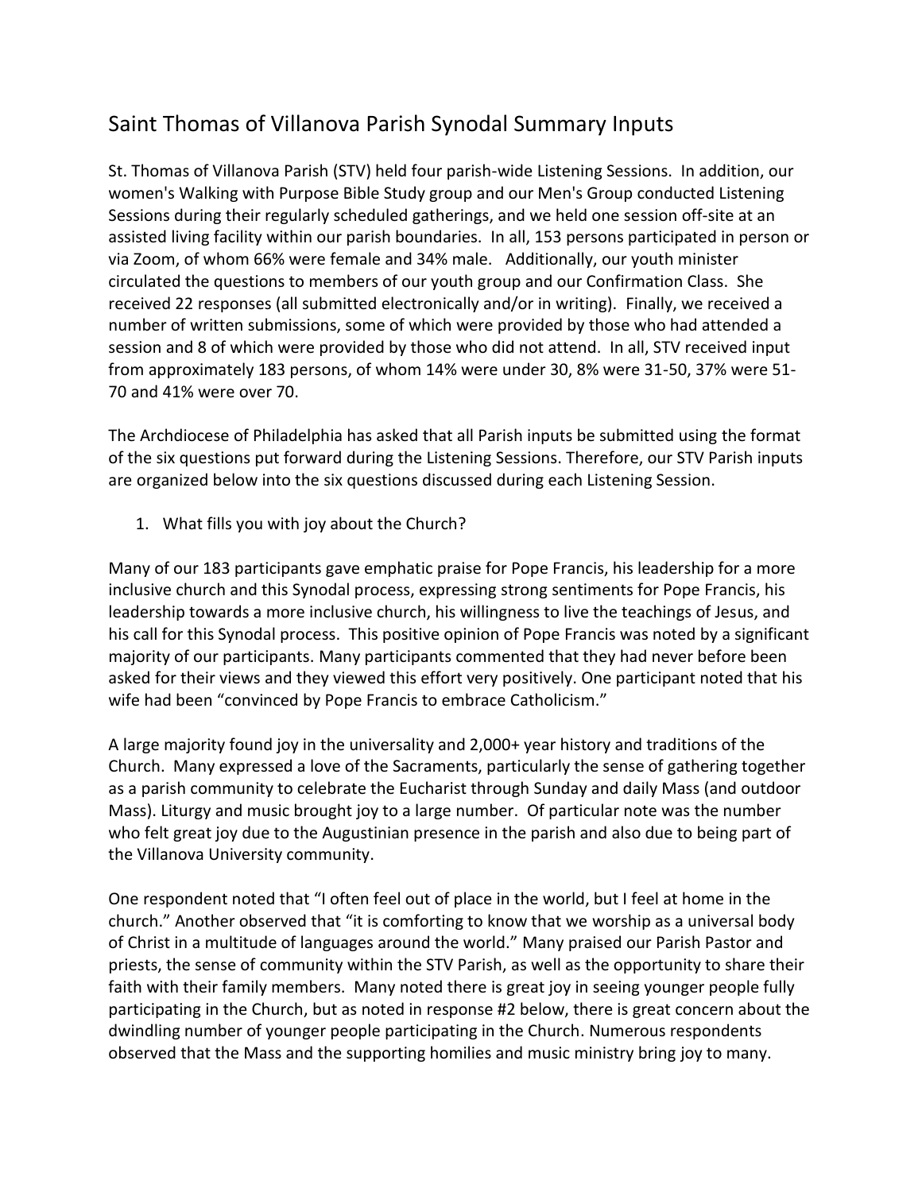# Saint Thomas of Villanova Parish Synodal Summary Inputs

St. Thomas of Villanova Parish (STV) held four parish-wide Listening Sessions. In addition, our women's Walking with Purpose Bible Study group and our Men's Group conducted Listening Sessions during their regularly scheduled gatherings, and we held one session off-site at an assisted living facility within our parish boundaries. In all, 153 persons participated in person or via Zoom, of whom 66% were female and 34% male. Additionally, our youth minister circulated the questions to members of our youth group and our Confirmation Class. She received 22 responses (all submitted electronically and/or in writing). Finally, we received a number of written submissions, some of which were provided by those who had attended a session and 8 of which were provided by those who did not attend. In all, STV received input from approximately 183 persons, of whom 14% were under 30, 8% were 31-50, 37% were 51-70 and 41% were over 70.

The Archdiocese of Philadelphia has asked that all Parish inputs be submitted using the format of the six questions put forward during the Listening Sessions. Therefore, our STV Parish inputs are organized below into the six questions discussed during each Listening Session.

1. What fills you with joy about the Church?

Many of our 183 participants gave emphatic praise for Pope Francis, his leadership for a more inclusive church and this Synodal process, expressing strong sentiments for Pope Francis, his leadership towards a more inclusive church, his willingness to live the teachings of Jesus, and his call for this Synodal process. This positive opinion of Pope Francis was noted by a significant majority of our participants. Many participants commented that they had never before been asked for their views and they viewed this effort very positively. One participant noted that his wife had been "convinced by Pope Francis to embrace Catholicism."

A large majority found joy in the universality and 2,000+ year history and traditions of the Church. Many expressed a love of the Sacraments, particularly the sense of gathering together as a parish community to celebrate the Eucharist through Sunday and daily Mass (and outdoor Mass). Liturgy and music brought joy to a large number. Of particular note was the number who felt great joy due to the Augustinian presence in the parish and also due to being part of the Villanova University community.

One respondent noted that "I often feel out of place in the world, but I feel at home in the church." Another observed that "it is comforting to know that we worship as a universal body of Christ in a multitude of languages around the world." Many praised our Parish Pastor and priests, the sense of community within the STV Parish, as well as the opportunity to share their faith with their family members. Many noted there is great joy in seeing younger people fully participating in the Church, but as noted in response #2 below, there is great concern about the dwindling number of younger people participating in the Church. Numerous respondents observed that the Mass and the supporting homilies and music ministry bring joy to many.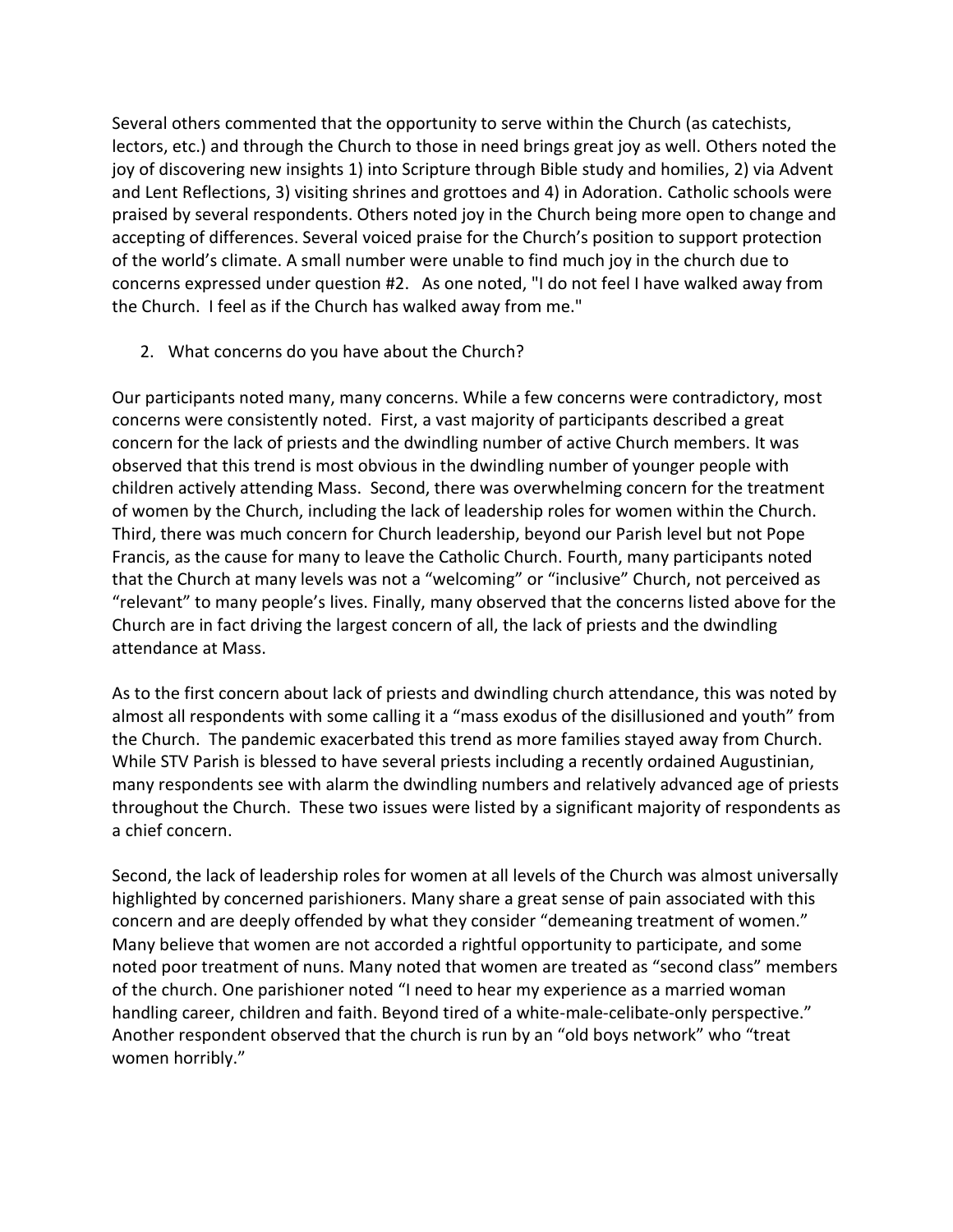Several others commented that the opportunity to serve within the Church (as catechists, lectors, etc.) and through the Church to those in need brings great joy as well. Others noted the joy of discovering new insights 1) into Scripture through Bible study and homilies, 2) via Advent and Lent Reflections, 3) visiting shrines and grottoes and 4) in Adoration. Catholic schools were praised by several respondents. Others noted joy in the Church being more open to change and accepting of differences. Several voiced praise for the Church's position to support protection of the world's climate. A small number were unable to find much joy in the church due to concerns expressed under question #2. As one noted, "I do not feel I have walked away from the Church. I feel as if the Church has walked away from me."

2. What concerns do you have about the Church?

Our participants noted many, many concerns. While a few concerns were contradictory, most concerns were consistently noted. First, a vast majority of participants described a great concern for the lack of priests and the dwindling number of active Church members. It was observed that this trend is most obvious in the dwindling number of younger people with children actively attending Mass. Second, there was overwhelming concern for the treatment of women by the Church, including the lack of leadership roles for women within the Church. Third, there was much concern for Church leadership, beyond our Parish level but not Pope Francis, as the cause for many to leave the Catholic Church. Fourth, many participants noted that the Church at many levels was not a "welcoming" or "inclusive" Church, not perceived as "relevant" to many people's lives. Finally, many observed that the concerns listed above for the Church are in fact driving the largest concern of all, the lack of priests and the dwindling attendance at Mass.

As to the first concern about lack of priests and dwindling church attendance, this was noted by almost all respondents with some calling it a "mass exodus of the disillusioned and youth" from the Church. The pandemic exacerbated this trend as more families stayed away from Church. While STV Parish is blessed to have several priests including a recently ordained Augustinian, many respondents see with alarm the dwindling numbers and relatively advanced age of priests throughout the Church. These two issues were listed by a significant majority of respondents as a chief concern.

Second, the lack of leadership roles for women at all levels of the Church was almost universally highlighted by concerned parishioners. Many share a great sense of pain associated with this concern and are deeply offended by what they consider "demeaning treatment of women." Many believe that women are not accorded a rightful opportunity to participate, and some noted poor treatment of nuns. Many noted that women are treated as "second class" members of the church. One parishioner noted "I need to hear my experience as a married woman handling career, children and faith. Beyond tired of a white-male-celibate-only perspective." Another respondent observed that the church is run by an "old boys network" who "treat women horribly."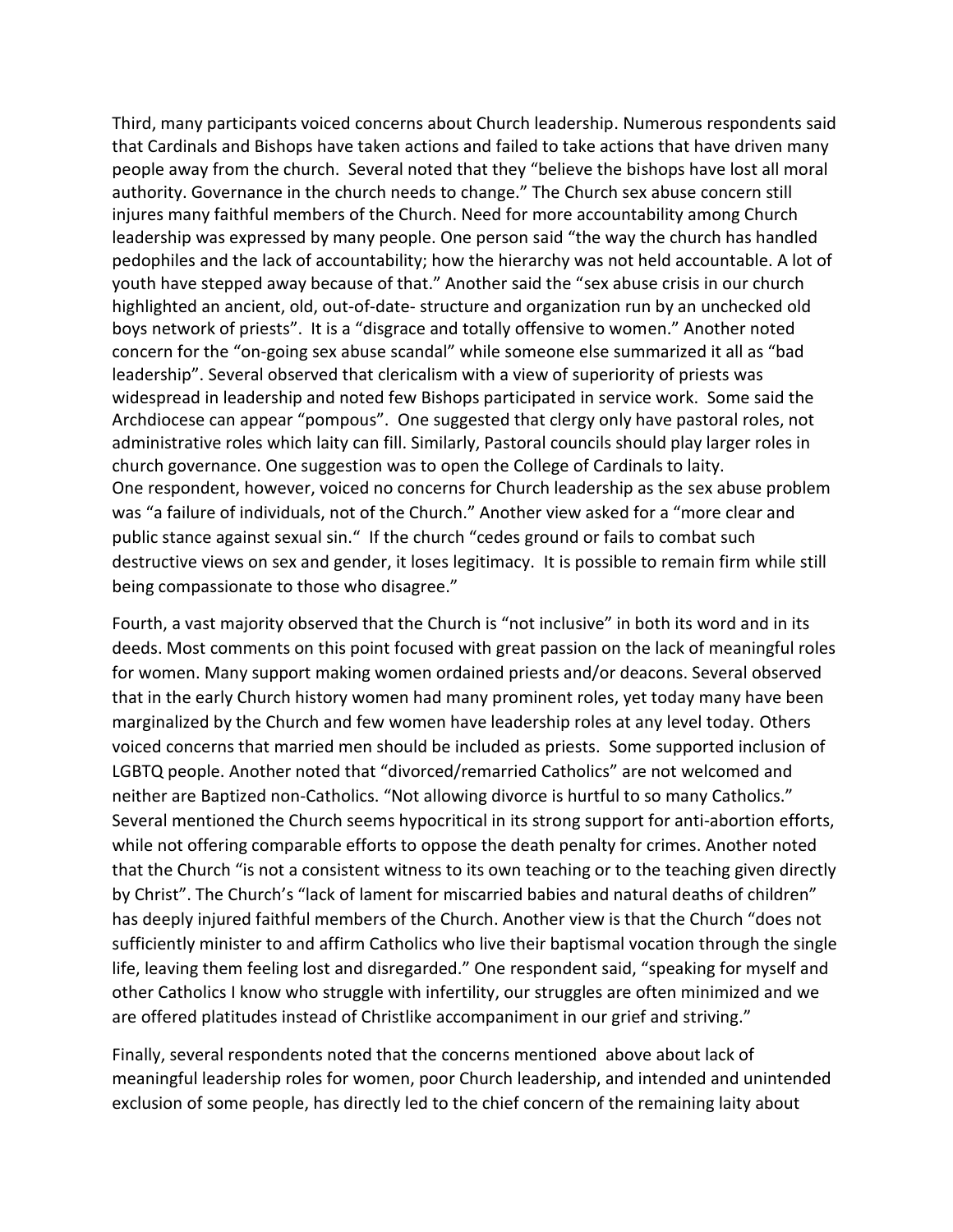Third, many participants voiced concerns about Church leadership. Numerous respondents said that Cardinals and Bishops have taken actions and failed to take actions that have driven many people away from the church. Several noted that they "believe the bishops have lost all moral authority. Governance in the church needs to change." The Church sex abuse concern still injures many faithful members of the Church. Need for more accountability among Church leadership was expressed by many people. One person said "the way the church has handled pedophiles and the lack of accountability; how the hierarchy was not held accountable. A lot of youth have stepped away because of that." Another said the "sex abuse crisis in our church highlighted an ancient, old, out-of-date- structure and organization run by an unchecked old boys network of priests". It is a "disgrace and totally offensive to women." Another noted concern for the "on-going sex abuse scandal" while someone else summarized it all as "bad leadership". Several observed that clericalism with a view of superiority of priests was widespread in leadership and noted few Bishops participated in service work. Some said the Archdiocese can appear "pompous". One suggested that clergy only have pastoral roles, not administrative roles which laity can fill. Similarly, Pastoral councils should play larger roles in church governance. One suggestion was to open the College of Cardinals to laity.
One respondent, however, voiced no concerns for Church leadership as the sex abuse problem was "a failure of individuals, not of the Church." Another view asked for a "more clear and public stance against sexual sin." If the church "cedes ground or fails to combat such destructive views on sex and gender, it loses legitimacy. It is possible to remain firm while still being compassionate to those who disagree."

Fourth, a vast majority observed that the Church is "not inclusive" in both its word and in its deeds. Most comments on this point focused with great passion on the lack of meaningful roles for women. Many support making women ordained priests and/or deacons. Several observed that in the early Church history women had many prominent roles, yet today many have been marginalized by the Church and few women have leadership roles at any level today. Others voiced concerns that married men should be included as priests. Some supported inclusion of LGBTQ people. Another noted that "divorced/remarried Catholics" are not welcomed and neither are Baptized non-Catholics. "Not allowing divorce is hurtful to so many Catholics." Several mentioned the Church seems hypocritical in its strong support for anti-abortion efforts, while not offering comparable efforts to oppose the death penalty for crimes. Another noted that the Church "is not a consistent witness to its own teaching or to the teaching given directly by Christ". The Church's "lack of lament for miscarried babies and natural deaths of children" has deeply injured faithful members of the Church. Another view is that the Church "does not sufficiently minister to and affirm Catholics who live their baptismal vocation through the single life, leaving them feeling lost and disregarded." One respondent said, "speaking for myself and other Catholics I know who struggle with infertility, our struggles are often minimized and we are offered platitudes instead of Christlike accompaniment in our grief and striving."

Finally, several respondents noted that the concerns mentioned above about lack of meaningful leadership roles for women, poor Church leadership, and intended and unintended exclusion of some people, has directly led to the chief concern of the remaining laity about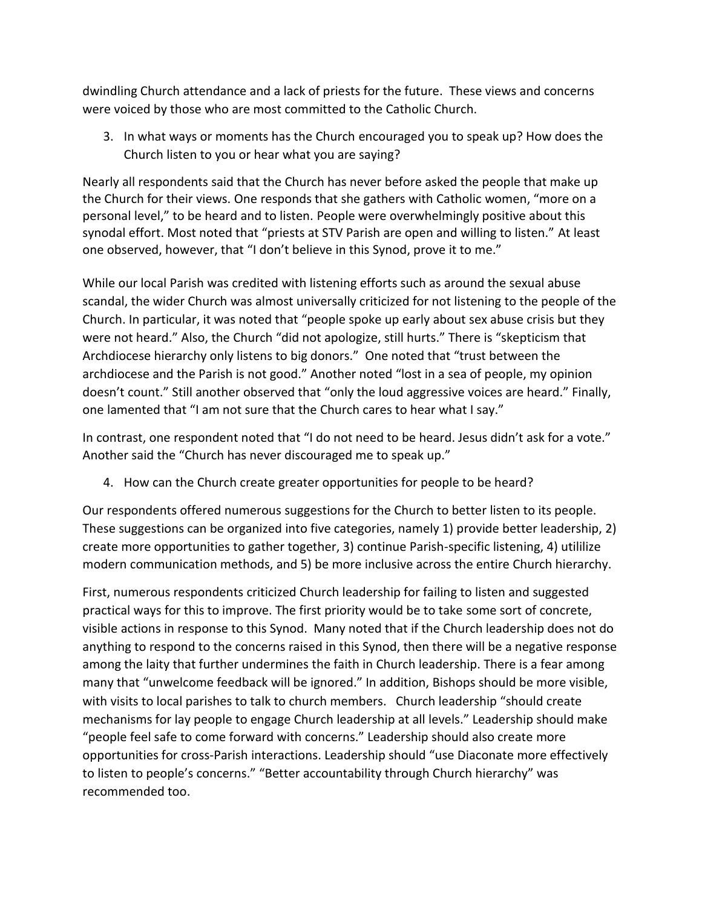dwindling Church attendance and a lack of priests for the future. These views and concerns were voiced by those who are most committed to the Catholic Church.

3. In what ways or moments has the Church encouraged you to speak up? How does the Church listen to you or hear what you are saying?

Nearly all respondents said that the Church has never before asked the people that make up the Church for their views. One responds that she gathers with Catholic women, “more on a personal level,” to be heard and to listen. People were overwhelmingly positive about this synodal effort. Most noted that “priests at STV Parish are open and willing to listen.” At least one observed, however, that “I don’t believe in this Synod, prove it to me.”

While our local Parish was credited with listening efforts such as around the sexual abuse scandal, the wider Church was almost universally criticized for not listening to the people of the Church. In particular, it was noted that “people spoke up early about sex abuse crisis but they were not heard.” Also, the Church “did not apologize, still hurts.” There is “skepticism that Archdiocese hierarchy only listens to big donors.” One noted that “trust between the archdiocese and the Parish is not good.” Another noted “lost in a sea of people, my opinion doesn’t count.” Still another observed that “only the loud aggressive voices are heard.” Finally, one lamented that “I am not sure that the Church cares to hear what I say.”

In contrast, one respondent noted that “I do not need to be heard. Jesus didn’t ask for a vote.” Another said the “Church has never discouraged me to speak up.”

4. How can the Church create greater opportunities for people to be heard?

Our respondents offered numerous suggestions for the Church to better listen to its people. These suggestions can be organized into five categories, namely 1) provide better leadership, 2) create more opportunities to gather together, 3) continue Parish-specific listening, 4) utililize modern communication methods, and 5) be more inclusive across the entire Church hierarchy.

First, numerous respondents criticized Church leadership for failing to listen and suggested practical ways for this to improve. The first priority would be to take some sort of concrete, visible actions in response to this Synod. Many noted that if the Church leadership does not do anything to respond to the concerns raised in this Synod, then there will be a negative response among the laity that further undermines the faith in Church leadership. There is a fear among many that “unwelcome feedback will be ignored.” In addition, Bishops should be more visible, with visits to local parishes to talk to church members. Church leadership “should create mechanisms for lay people to engage Church leadership at all levels.” Leadership should make “people feel safe to come forward with concerns.” Leadership should also create more opportunities for cross-Parish interactions. Leadership should “use Diaconate more effectively to listen to people’s concerns.” “Better accountability through Church hierarchy” was recommended too.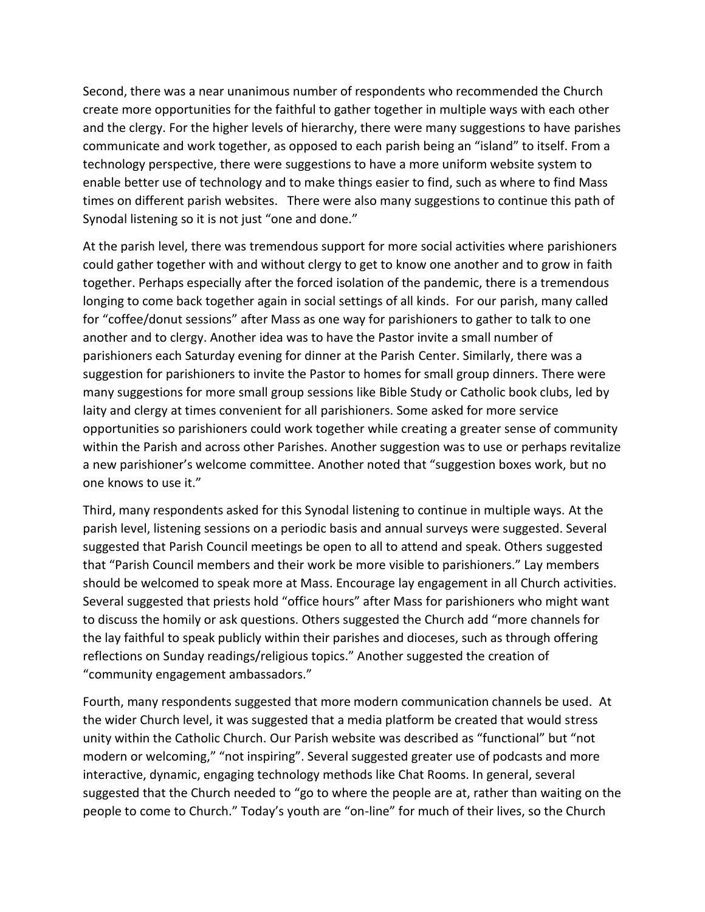Second, there was a near unanimous number of respondents who recommended the Church create more opportunities for the faithful to gather together in multiple ways with each other and the clergy. For the higher levels of hierarchy, there were many suggestions to have parishes communicate and work together, as opposed to each parish being an "island" to itself. From a technology perspective, there were suggestions to have a more uniform website system to enable better use of technology and to make things easier to find, such as where to find Mass times on different parish websites. There were also many suggestions to continue this path of Synodal listening so it is not just "one and done."

At the parish level, there was tremendous support for more social activities where parishioners could gather together with and without clergy to get to know one another and to grow in faith together. Perhaps especially after the forced isolation of the pandemic, there is a tremendous longing to come back together again in social settings of all kinds. For our parish, many called for "coffee/donut sessions" after Mass as one way for parishioners to gather to talk to one another and to clergy. Another idea was to have the Pastor invite a small number of parishioners each Saturday evening for dinner at the Parish Center. Similarly, there was a suggestion for parishioners to invite the Pastor to homes for small group dinners. There were many suggestions for more small group sessions like Bible Study or Catholic book clubs, led by laity and clergy at times convenient for all parishioners. Some asked for more service opportunities so parishioners could work together while creating a greater sense of community within the Parish and across other Parishes. Another suggestion was to use or perhaps revitalize a new parishioner's welcome committee. Another noted that "suggestion boxes work, but no one knows to use it."

Third, many respondents asked for this Synodal listening to continue in multiple ways. At the parish level, listening sessions on a periodic basis and annual surveys were suggested. Several suggested that Parish Council meetings be open to all to attend and speak. Others suggested that "Parish Council members and their work be more visible to parishioners." Lay members should be welcomed to speak more at Mass. Encourage lay engagement in all Church activities. Several suggested that priests hold "office hours" after Mass for parishioners who might want to discuss the homily or ask questions. Others suggested the Church add "more channels for the lay faithful to speak publicly within their parishes and dioceses, such as through offering reflections on Sunday readings/religious topics." Another suggested the creation of "community engagement ambassadors."

Fourth, many respondents suggested that more modern communication channels be used. At the wider Church level, it was suggested that a media platform be created that would stress unity within the Catholic Church. Our Parish website was described as "functional" but "not modern or welcoming," "not inspiring". Several suggested greater use of podcasts and more interactive, dynamic, engaging technology methods like Chat Rooms. In general, several suggested that the Church needed to "go to where the people are at, rather than waiting on the people to come to Church." Today's youth are "on-line" for much of their lives, so the Church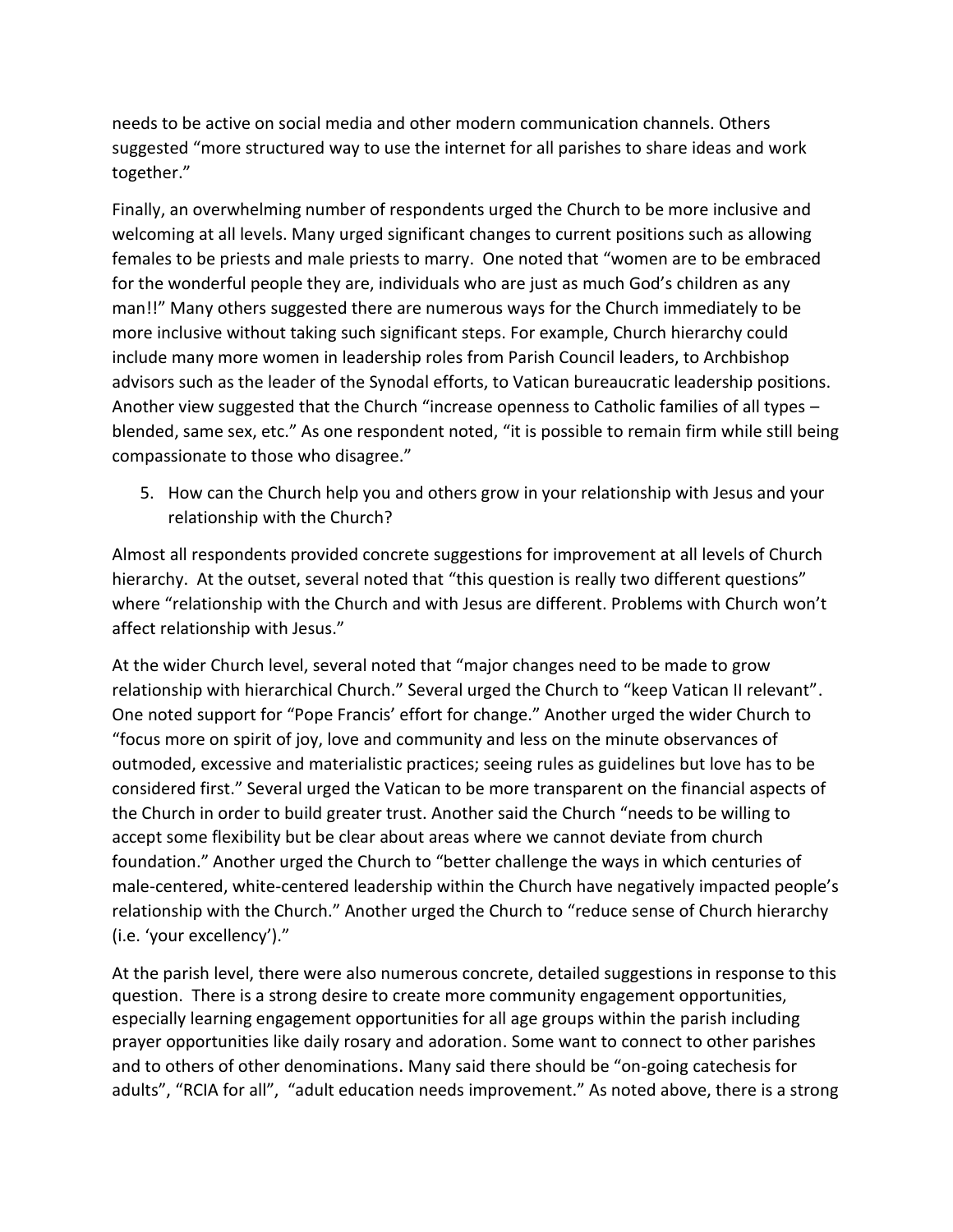needs to be active on social media and other modern communication channels. Others suggested "more structured way to use the internet for all parishes to share ideas and work together."

Finally, an overwhelming number of respondents urged the Church to be more inclusive and welcoming at all levels. Many urged significant changes to current positions such as allowing females to be priests and male priests to marry. One noted that "women are to be embraced for the wonderful people they are, individuals who are just as much God's children as any man!!" Many others suggested there are numerous ways for the Church immediately to be more inclusive without taking such significant steps. For example, Church hierarchy could include many more women in leadership roles from Parish Council leaders, to Archbishop advisors such as the leader of the Synodal efforts, to Vatican bureaucratic leadership positions. Another view suggested that the Church "increase openness to Catholic families of all types – blended, same sex, etc." As one respondent noted, "it is possible to remain firm while still being compassionate to those who disagree."

5. How can the Church help you and others grow in your relationship with Jesus and your relationship with the Church?

Almost all respondents provided concrete suggestions for improvement at all levels of Church hierarchy. At the outset, several noted that "this question is really two different questions" where "relationship with the Church and with Jesus are different. Problems with Church won't affect relationship with Jesus."

At the wider Church level, several noted that "major changes need to be made to grow relationship with hierarchical Church." Several urged the Church to "keep Vatican II relevant". One noted support for "Pope Francis' effort for change." Another urged the wider Church to "focus more on spirit of joy, love and community and less on the minute observances of outmoded, excessive and materialistic practices; seeing rules as guidelines but love has to be considered first." Several urged the Vatican to be more transparent on the financial aspects of the Church in order to build greater trust. Another said the Church "needs to be willing to accept some flexibility but be clear about areas where we cannot deviate from church foundation." Another urged the Church to "better challenge the ways in which centuries of male-centered, white-centered leadership within the Church have negatively impacted people's relationship with the Church." Another urged the Church to "reduce sense of Church hierarchy (i.e. 'your excellency')."

At the parish level, there were also numerous concrete, detailed suggestions in response to this question. There is a strong desire to create more community engagement opportunities, especially learning engagement opportunities for all age groups within the parish including prayer opportunities like daily rosary and adoration. Some want to connect to other parishes and to others of other denominations. Many said there should be "on-going catechesis for adults", "RCIA for all", "adult education needs improvement." As noted above, there is a strong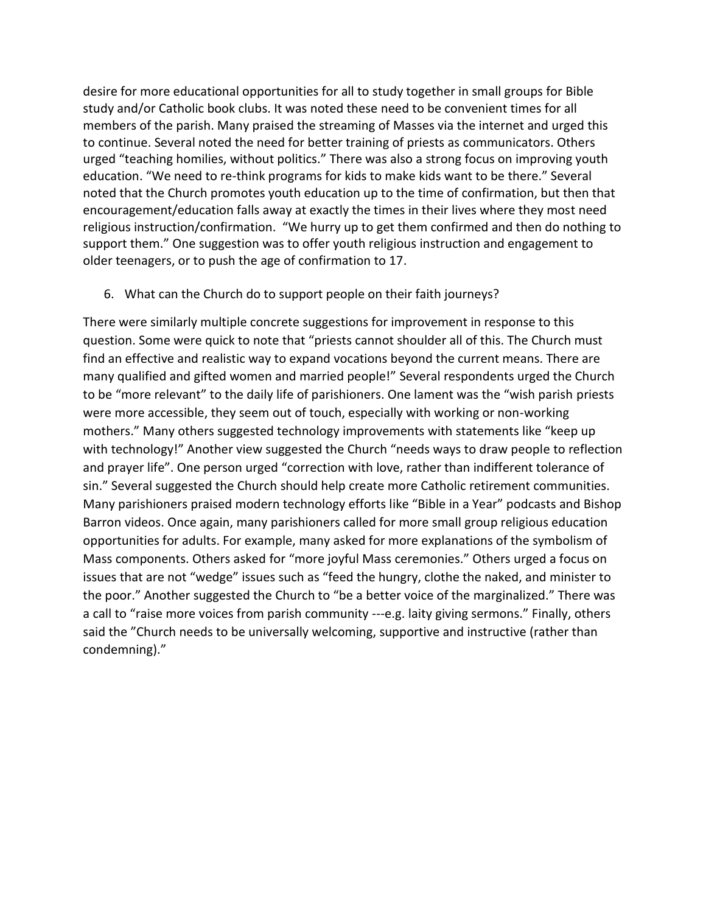desire for more educational opportunities for all to study together in small groups for Bible study and/or Catholic book clubs. It was noted these need to be convenient times for all members of the parish. Many praised the streaming of Masses via the internet and urged this to continue. Several noted the need for better training of priests as communicators. Others urged "teaching homilies, without politics." There was also a strong focus on improving youth education. "We need to re-think programs for kids to make kids want to be there." Several noted that the Church promotes youth education up to the time of confirmation, but then that encouragement/education falls away at exactly the times in their lives where they most need religious instruction/confirmation. "We hurry up to get them confirmed and then do nothing to support them." One suggestion was to offer youth religious instruction and engagement to older teenagers, or to push the age of confirmation to 17.

6. What can the Church do to support people on their faith journeys?

There were similarly multiple concrete suggestions for improvement in response to this question. Some were quick to note that "priests cannot shoulder all of this. The Church must find an effective and realistic way to expand vocations beyond the current means. There are many qualified and gifted women and married people!" Several respondents urged the Church to be "more relevant" to the daily life of parishioners. One lament was the "wish parish priests were more accessible, they seem out of touch, especially with working or non-working mothers." Many others suggested technology improvements with statements like "keep up with technology!" Another view suggested the Church "needs ways to draw people to reflection and prayer life". One person urged "correction with love, rather than indifferent tolerance of sin." Several suggested the Church should help create more Catholic retirement communities. Many parishioners praised modern technology efforts like "Bible in a Year" podcasts and Bishop Barron videos. Once again, many parishioners called for more small group religious education opportunities for adults. For example, many asked for more explanations of the symbolism of Mass components. Others asked for "more joyful Mass ceremonies." Others urged a focus on issues that are not "wedge" issues such as "feed the hungry, clothe the naked, and minister to the poor." Another suggested the Church to "be a better voice of the marginalized." There was a call to "raise more voices from parish community ---e.g. laity giving sermons." Finally, others said the "Church needs to be universally welcoming, supportive and instructive (rather than condemning)."